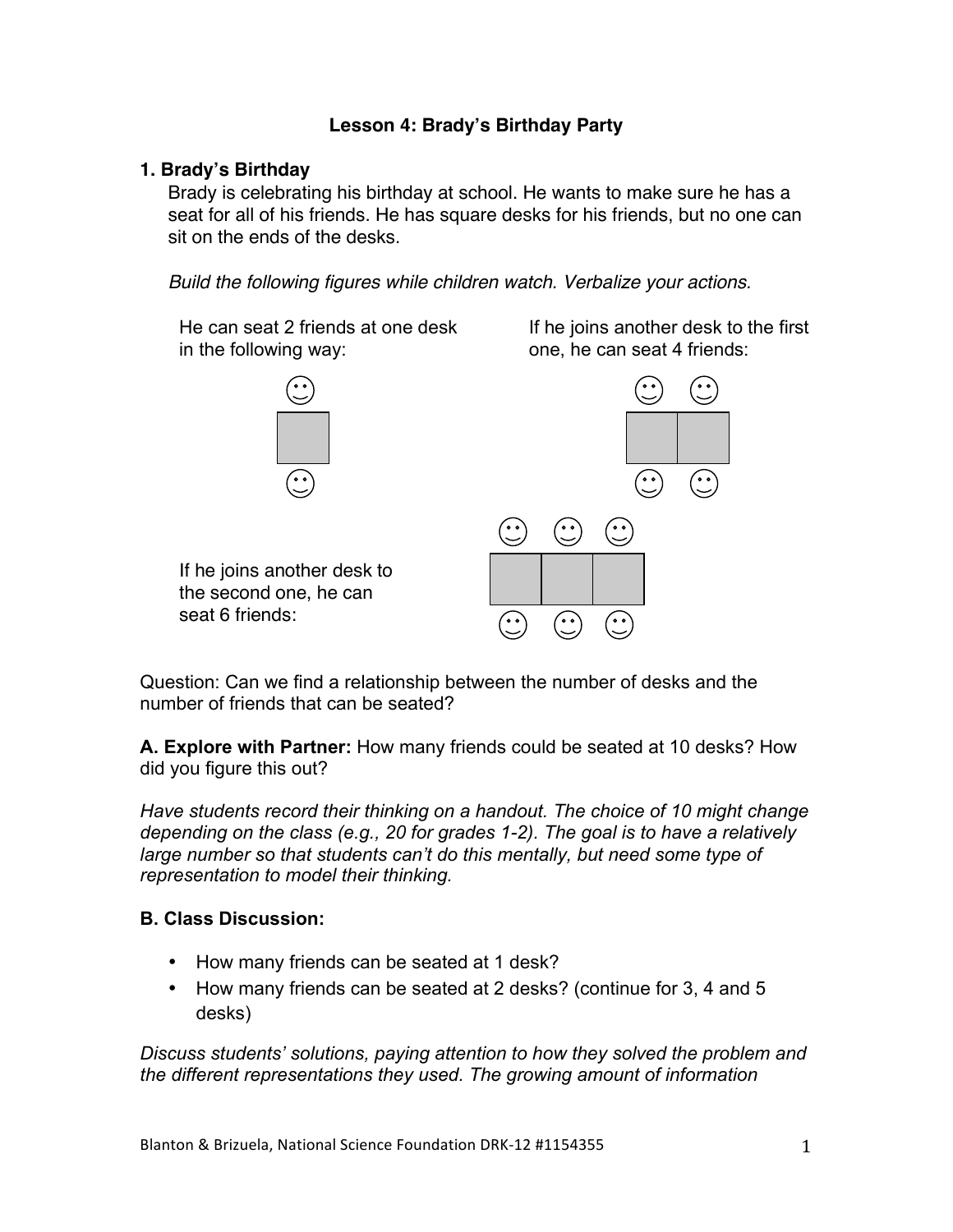### Lesson 4: Brady's Birthday Party

**1. Brady's Birthday**

Brady is celebrating his birthday at school. He wants to make sure he has a seat for all of his friends. He has square desks for his friends, but no one can sit on the ends of the desks.

*Build the following figures while children watch. Verbalize your actions.*

He can seat 2 friends at one desk in the following way:

If he joins another desk to the first one, he can seat 4 friends:

If he joins another desk to the second one, he can seat 6 friends:

Question: Can we find a relationship between the number of desks and the number of friends that can be seated?

**A. Explore with Partner:** How many friends could be seated at 10 desks? How did you figure this out?

*Have students record their thinking on a handout. The choice of 10 might change depending on the class (e.g., 20 for grades 1-2). The goal is to have a relatively large number so that students can't do this mentally, but need some type of representation to model their thinking.*

**B. Class Discussion:**

- How many friends can be seated at 1 desk?
- How many friends can be seated at 2 desks? (continue for 3, 4 and 5 desks)

*Discuss students' solutions, paying attention to how they solved the problem and the different representations they used. The growing amount of information*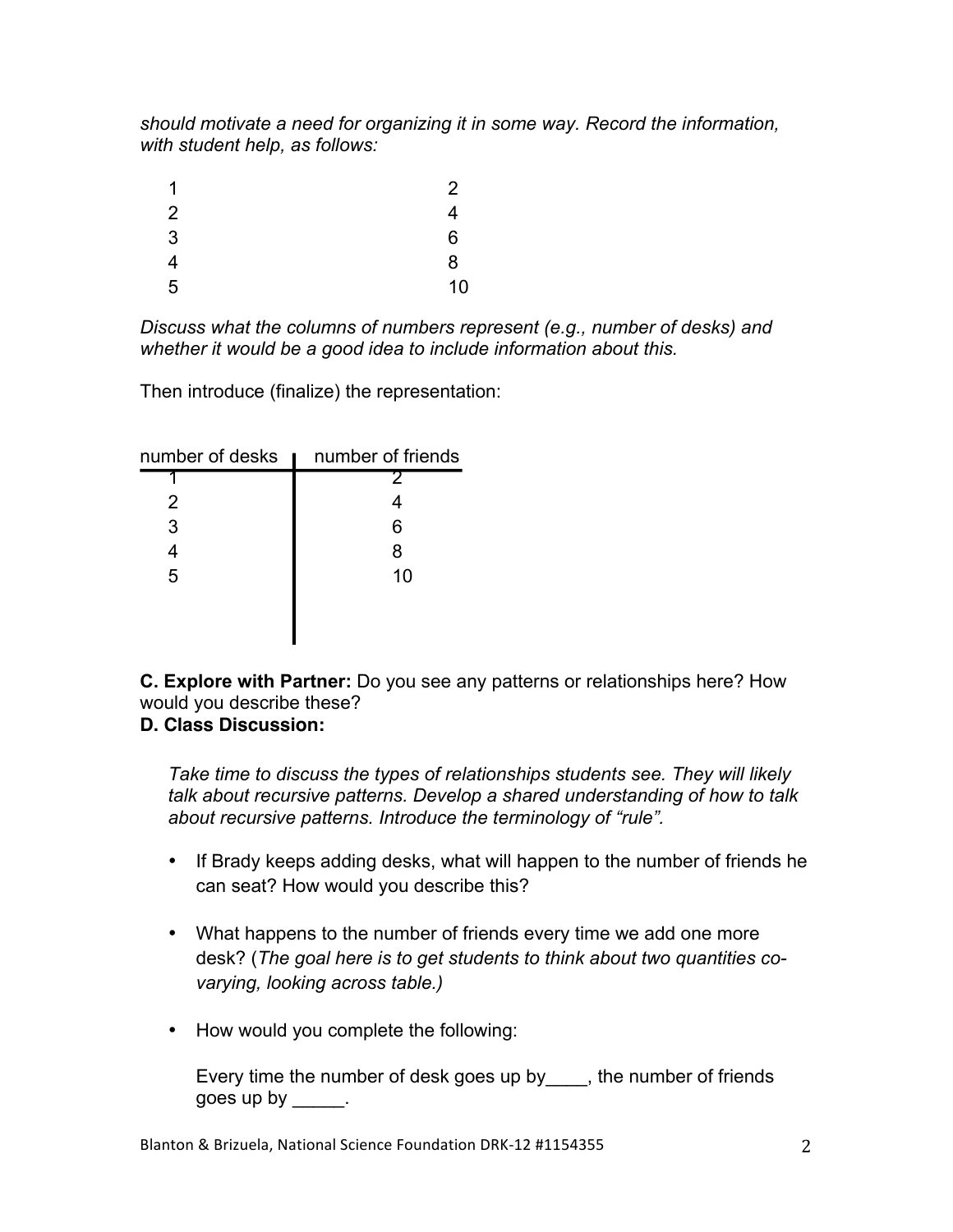*should motivate a need for organizing it in some way. Record the information, with student help, as follows:*

| | |
|---|---|
| 1 | 2 |
| 2 | 4 |
| 3 | 6 |
| 4 | 8 |
| 5 | 10 |

*Discuss what the columns of numbers represent (e.g., number of desks) and whether it would be a good idea to include information about this.*

Then introduce (finalize) the representation:

| number of desks | number of friends |
|---|---|
| 1 | 2 |
| 2 | 4 |
| 3 | 6 |
| 4 | 8 |
| 5 | 10 |

**C. Explore with Partner:** Do you see any patterns or relationships here? How would you describe these?

**D. Class Discussion:**

*Take time to discuss the types of relationships students see. They will likely talk about recursive patterns. Develop a shared understanding of how to talk about recursive patterns. Introduce the terminology of "rule".*

- If Brady keeps adding desks, what will happen to the number of friends he can seat? How would you describe this?
- What happens to the number of friends every time we add one more desk? (*The goal here is to get students to think about two quantities co-varying, looking across table.)*
- How would you complete the following:

  Every time the number of desk goes up by____, the number of friends goes up by _____.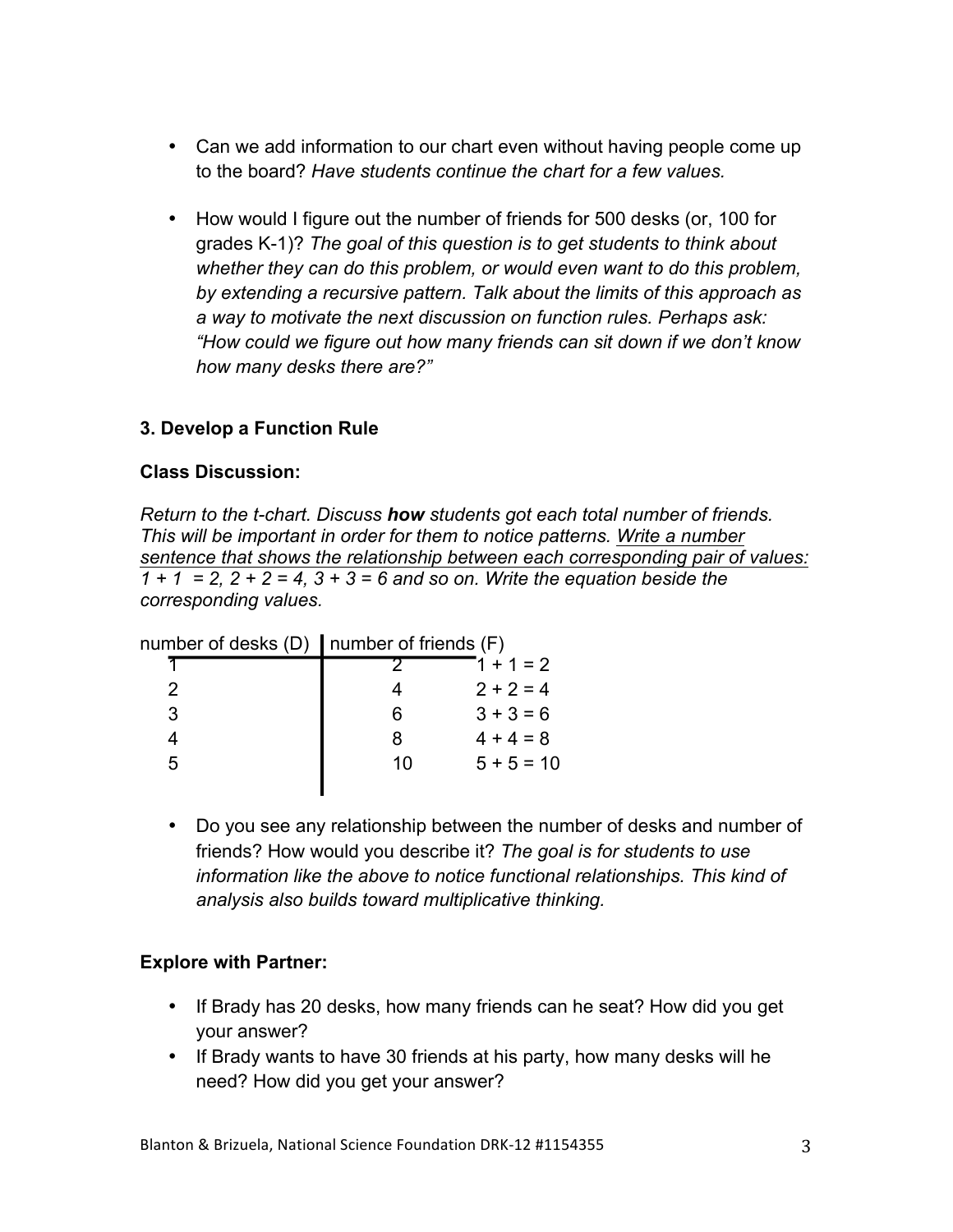- Can we add information to our chart even without having people come up to the board? *Have students continue the chart for a few values.*

- How would I figure out the number of friends for 500 desks (or, 100 for grades K-1)? *The goal of this question is to get students to think about whether they can do this problem, or would even want to do this problem, by extending a recursive pattern. Talk about the limits of this approach as a way to motivate the next discussion on function rules. Perhaps ask: "How could we figure out how many friends can sit down if we don't know how many desks there are?"*

### 3. Develop a Function Rule

**Class Discussion:**

*Return to the t-chart. Discuss **how** students got each total number of friends. This will be important in order for them to notice patterns. <u>Write a number sentence that shows the relationship between each corresponding pair of values:</u> 1 + 1 = 2, 2 + 2 = 4, 3 + 3 = 6 and so on. Write the equation beside the corresponding values.*

| number of desks (D) | number of friends (F) | |
|---|---|---|
| 1 | 2 | $1 + 1 = 2$ |
| 2 | 4 | $2 + 2 = 4$ |
| 3 | 6 | $3 + 3 = 6$ |
| 4 | 8 | $4 + 4 = 8$ |
| 5 | 10 | $5 + 5 = 10$ |

- Do you see any relationship between the number of desks and number of friends? How would you describe it? *The goal is for students to use information like the above to notice functional relationships. This kind of analysis also builds toward multiplicative thinking.*

**Explore with Partner:**

- If Brady has 20 desks, how many friends can he seat? How did you get your answer?
- If Brady wants to have 30 friends at his party, how many desks will he need? How did you get your answer?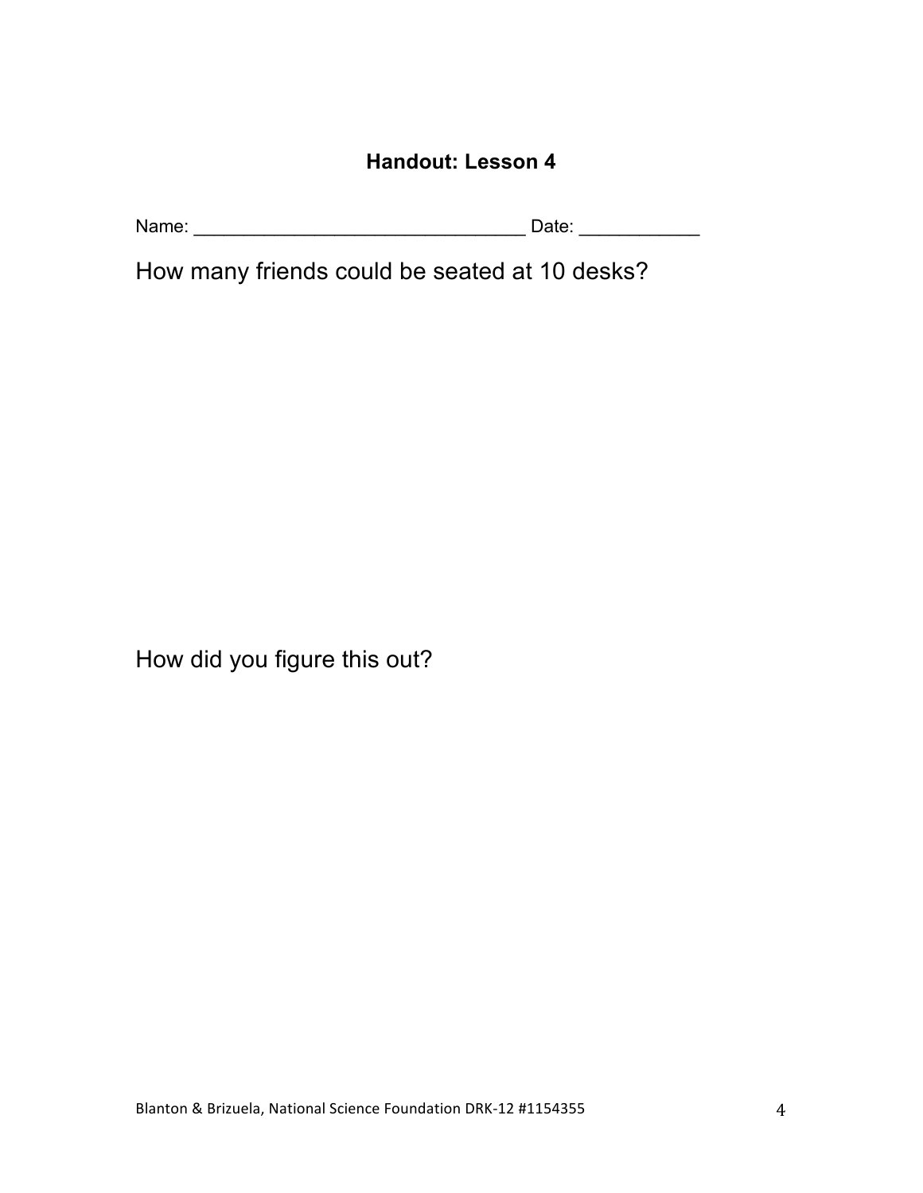### Handout: Lesson 4

Name: ________________________________ Date: ____________

How many friends could be seated at 10 desks?

How did you figure this out?